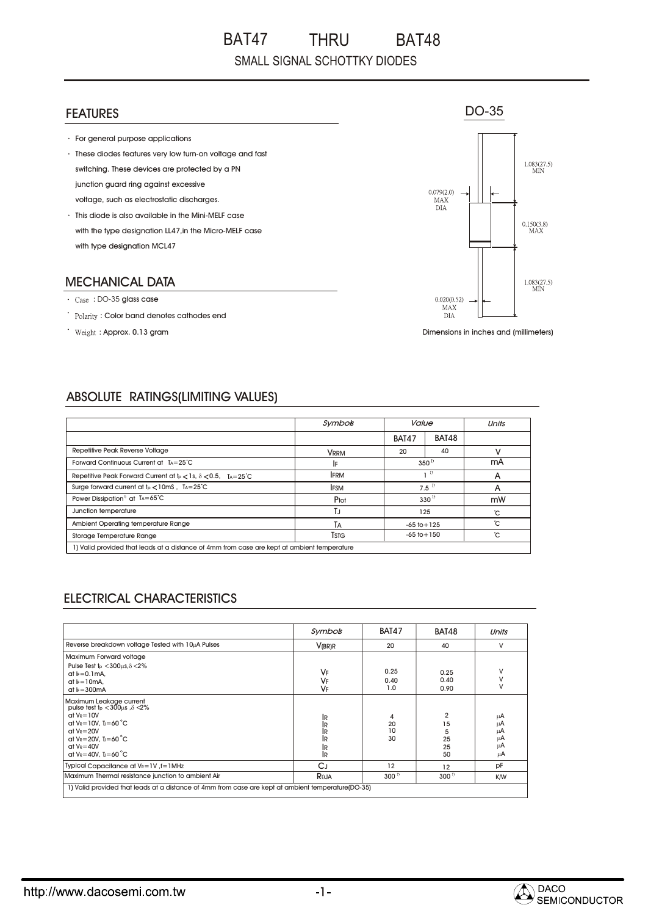# BAT47 THRU BAT48

SMALL SIGNAL SCHOTTKY DIODES

## FEATURES

- For general purpose applications
- These diodes features very low turn-on voltage and fast switching. These devices are protected by a PN junction guard ring against excessive voltage, such as electrostatic discharges.
- This diode is also available in the Mini-MELF case with the type designation LL47,in the Micro-MELF case with type designation MCL47

## MECHANICAL DATA

- Case : DO-35 glass case
- Polarity : Color band denotes cathodes end
- Weight : Approx. 0.13 gram

DO-35

1.083(27.5) MIN

0.079(2.0) MAX DIA

0.150(3.8) MAX

1.083(27.5) MIN

0.020(0.52) MAX DIA

Dimensions in inches and (millimeters)

## ABSOLUTE RATINGS(LIMITING VALUES)

| | Symbols | Value | | Units |
|---|---|---|---|---|
| | | BAT47 | BAT48 | |
| Repetitive Peak Reverse Voltage | $V_{RRM}$ | 20 | 40 | V |
| Forward Continuous Current at $T_A=25^\circ C$ | $I_F$ | 350 [1] | | mA |
| Repetitive Peak Forward Current at $t_p<1s$, $\delta<0.5$, $T_A=25^\circ C$ | $I_{FRM}$ | 1 [1] | | A |
| Surge forward current at $t_p<10mS$, $T_A=25^\circ C$ | $I_{FSM}$ | 7.5 [1] | | A |
| Power Dissipation[1] at $T_A=65^\circ C$ | $P_{tot}$ | 330 [1] | | mW |
| Junction temperature | $T_J$ | 125 | | ℃ |
| Ambient Operating temperature Range | $T_A$ | -65 to +125 | | ℃ |
| Storage Temperature Range | $T_{STG}$ | -65 to +150 | | ℃ |

1) Valid provided that leads at a distance of 4mm from case are kept at ambient temperature

## ELECTRICAL CHARACTERISTICS

| | Symbols | BAT47 | BAT48 | Units |
|---|---|---|---|---|
| Reverse breakdown voltage Tested with 10μA Pulses | $V_{(BR)R}$ | 20 | 40 | V |
| Maximum Forward voltage<br>Pulse Test $t_p<300\mu s$, $\delta<2\%$<br>at $I_F=0.1mA$,<br>at $I_F=10mA$,<br>at $I_F=300mA$ | $V_F$<br>$V_F$<br>$V_F$ | 0.25<br>0.40<br>1.0 | 0.25<br>0.40<br>0.90 | V<br>V<br>V |
| Maximum Leakage current<br>pulse test $t_p<300\mu s$, $\delta<2\%$<br>at $V_R=10V$<br>at $V_R=10V$, $T_J=60^\circ C$<br>at $V_R=20V$<br>at $V_R=20V$, $T_J=60^\circ C$<br>at $V_R=40V$<br>at $V_R=40V$, $T_J=60^\circ C$ | $I_R$<br>$I_R$<br>$I_R$<br>$I_R$<br>$I_R$<br>$I_R$ | 4<br>20<br>10<br>30 | 2<br>15<br>5<br>25<br>25<br>50 | μA<br>μA<br>μA<br>μA<br>μA<br>μA |
| Typical Capacitance at $V_R=1V$, f=1MHz | $C_J$ | 12 | 12 | pF |
| Maximum Thermal resistance junction to ambient Air | $R_{\theta JA}$ | 300 [1] | 300 [1] | K/W |

1) Valid provided that leads at a distance of 4mm from case are kept at ambient temperature(DO-35)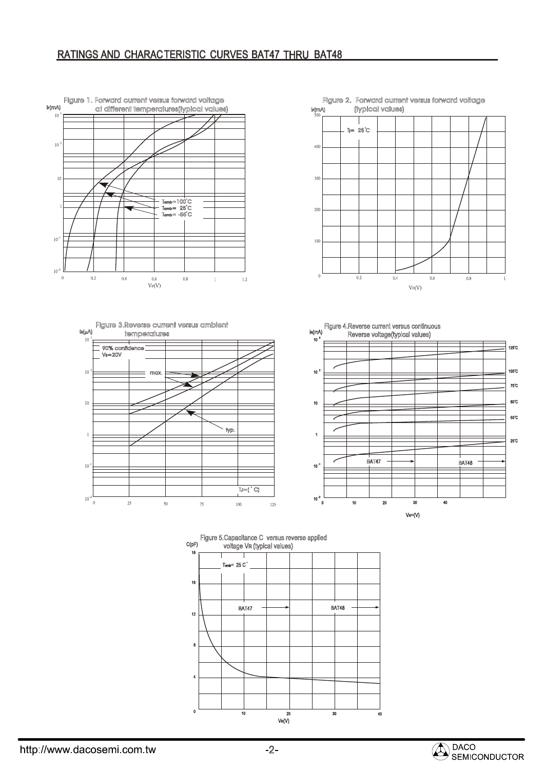## RATINGS AND CHARACTERISTIC CURVES BAT47 THRU BAT48

Figure 1. Forward current versus forward voltage at different temperatures(typical values)

$I_F$(mA)

$10^3$

$10^2$

10

1

$10^{-1}$

$10^{-2}$

0 0.2 0.4 0.6 0.8 1 1.2

$V_F$(V)

$T_{amb}$=100°C

$T_{amb}$= 25°C

$T_{amb}$= -55°C

Figure 2. Forward current versus forward voltage (typical values)

$I_F$(mA)

500 400 300 200 100 0

0.2 0.4 0.6 0.8 1

$V_F$(V)

$T_j$= 25°C

Figure 3.Reverse current versus ambient temperatures

$I_R$(μA)

$10^3$

$10^2$

10

1

$10^{-1}$

$10^{-2}$

0 25 50 75 100 125

90% confidence

$V_R$=20V

max.

typ.

$T_J$=( °C)

Figure 4.Reverse current versus continuous Reverse voltage(typical values)

$I_R$(mA)

$10^3$

$10^2$

10

1

$10^{-1}$

$10^{-2}$

0 10 20 30 40

$V_R$=(V)

125°C

100°C

75°C

60°C

50°C

25°C

BAT47

BAT48

Figure 5.Capacitance C versus reverse applied voltage $V_R$ (typical values)

C(pF)

18 16 12 8 4 0

10 20 30 40

$V_R$(V)

$T_{amb}$= 25 C°

BAT47

BAT48